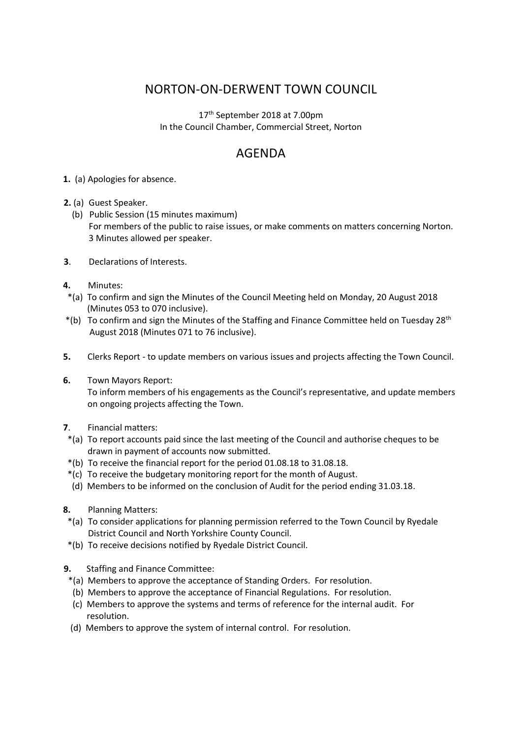# NORTON-ON-DERWENT TOWN COUNCIL

17th September 2018 at 7.00pm
In the Council Chamber, Commercial Street, Norton

## AGENDA

**1.** (a) Apologies for absence.

**2.** (a) Guest Speaker.
(b) Public Session (15 minutes maximum)
For members of the public to raise issues, or make comments on matters concerning Norton.
3 Minutes allowed per speaker.

**3**. Declarations of Interests.

**4.** Minutes:
*(a) To confirm and sign the Minutes of the Council Meeting held on Monday, 20 August 2018 (Minutes 053 to 070 inclusive).
*(b) To confirm and sign the Minutes of the Staffing and Finance Committee held on Tuesday 28th August 2018 (Minutes 071 to 76 inclusive).

**5.** Clerks Report - to update members on various issues and projects affecting the Town Council.

**6.** Town Mayors Report:
To inform members of his engagements as the Council's representative, and update members on ongoing projects affecting the Town.

**7**. Financial matters:
*(a) To report accounts paid since the last meeting of the Council and authorise cheques to be drawn in payment of accounts now submitted.
*(b) To receive the financial report for the period 01.08.18 to 31.08.18.
*(c) To receive the budgetary monitoring report for the month of August.
(d) Members to be informed on the conclusion of Audit for the period ending 31.03.18.

**8.** Planning Matters:
*(a) To consider applications for planning permission referred to the Town Council by Ryedale District Council and North Yorkshire County Council.
*(b) To receive decisions notified by Ryedale District Council.

**9.** Staffing and Finance Committee:
*(a) Members to approve the acceptance of Standing Orders. For resolution.
(b) Members to approve the acceptance of Financial Regulations. For resolution.
(c) Members to approve the systems and terms of reference for the internal audit. For resolution.
(d) Members to approve the system of internal control. For resolution.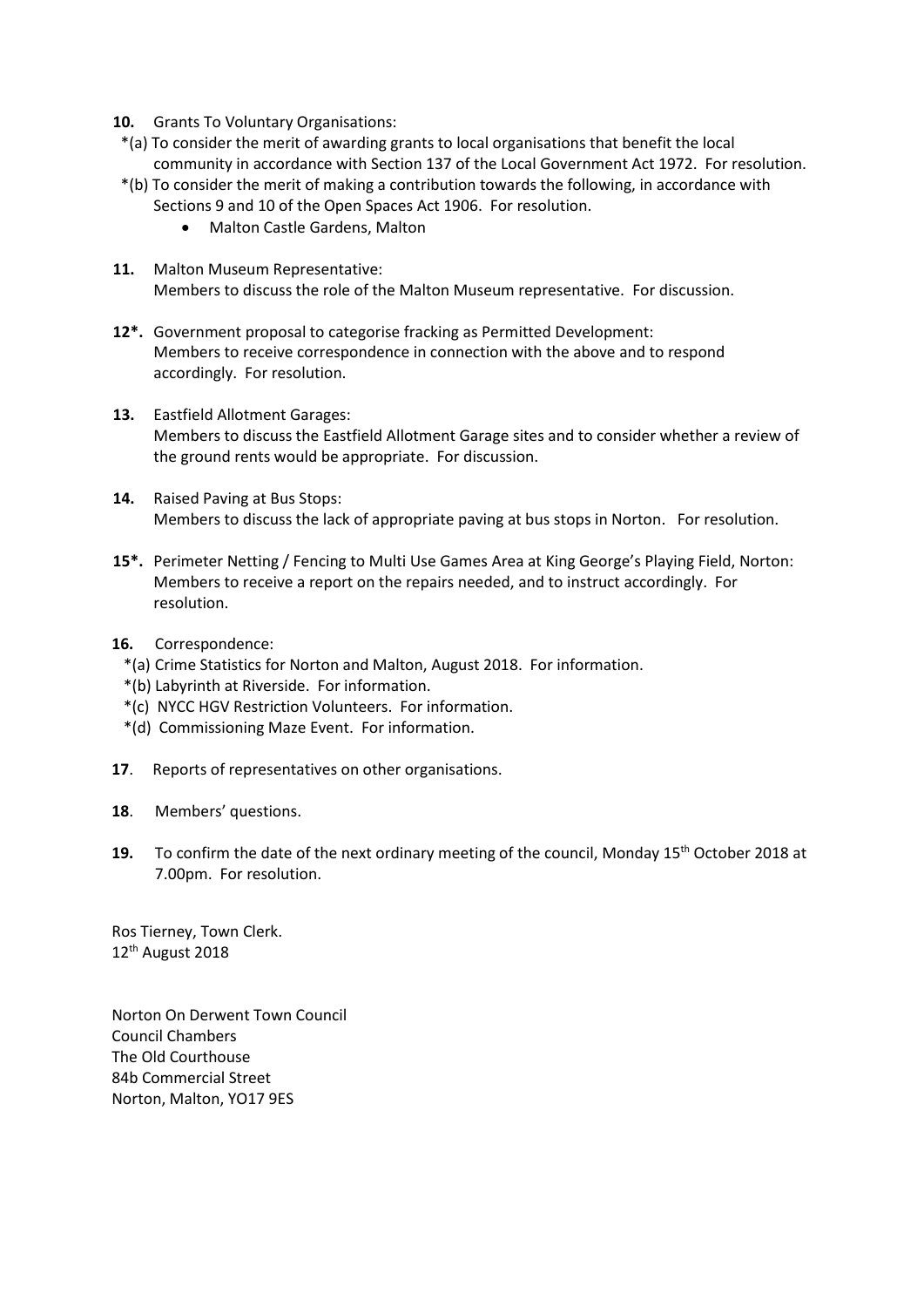**10.** Grants To Voluntary Organisations:

*(a) To consider the merit of awarding grants to local organisations that benefit the local community in accordance with Section 137 of the Local Government Act 1972. For resolution.

*(b) To consider the merit of making a contribution towards the following, in accordance with Sections 9 and 10 of the Open Spaces Act 1906. For resolution.

- Malton Castle Gardens, Malton

**11.** Malton Museum Representative:
Members to discuss the role of the Malton Museum representative. For discussion.

**12*.** Government proposal to categorise fracking as Permitted Development:
Members to receive correspondence in connection with the above and to respond accordingly. For resolution.

**13.** Eastfield Allotment Garages:
Members to discuss the Eastfield Allotment Garage sites and to consider whether a review of the ground rents would be appropriate. For discussion.

**14.** Raised Paving at Bus Stops:
Members to discuss the lack of appropriate paving at bus stops in Norton. For resolution.

**15*.** Perimeter Netting / Fencing to Multi Use Games Area at King George's Playing Field, Norton:
Members to receive a report on the repairs needed, and to instruct accordingly. For resolution.

**16.** Correspondence:

*(a) Crime Statistics for Norton and Malton, August 2018. For information.
*(b) Labyrinth at Riverside. For information.
*(c) NYCC HGV Restriction Volunteers. For information.
*(d) Commissioning Maze Event. For information.

**17**. Reports of representatives on other organisations.

**18**. Members' questions.

**19.** To confirm the date of the next ordinary meeting of the council, Monday 15th October 2018 at 7.00pm. For resolution.

Ros Tierney, Town Clerk.
12th August 2018

Norton On Derwent Town Council
Council Chambers
The Old Courthouse
84b Commercial Street
Norton, Malton, YO17 9ES